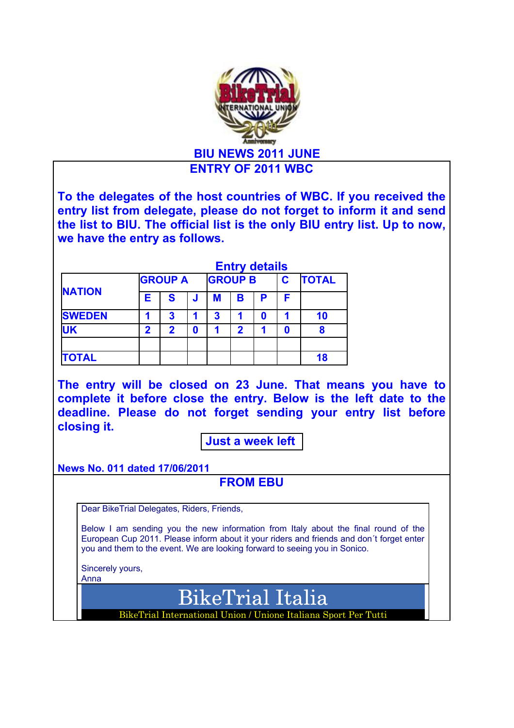# BIU NEWS 2011 JUNE

## ENTRY OF 2011 WBC

**To the delegates of the host countries of WBC. If you received the entry list from delegate, please do not forget to inform it and send the list to BIU. The official list is the only BIU entry list. Up to now, we have the entry as follows.**

**Entry details**

| NATION | GROUP A | | | GROUP B | | | C | TOTAL |
|---|---|---|---|---|---|---|---|---|
| | E | S | J | M | B | P | F | |
| SWEDEN | 1 | 3 | 1 | 3 | 1 | 0 | 1 | 10 |
| UK | 2 | 2 | 0 | 1 | 2 | 1 | 0 | 8 |
| | | | | | | | | |
| TOTAL | | | | | | | | 18 |

**The entry will be closed on 23 June. That means you have to complete it before close the entry. Below is the left date to the deadline. Please do not forget sending your entry list before closing it.**

**Just a week left**

**News No. 011 dated 17/06/2011**

## FROM EBU

Dear BikeTrial Delegates, Riders, Friends,

Below I am sending you the new information from Italy about the final round of the European Cup 2011. Please inform about it your riders and friends and don´t forget enter you and them to the event. We are looking forward to seeing you in Sonico.

Sincerely yours,
Anna

# BikeTrial Italia

BikeTrial International Union / Unione Italiana Sport Per Tutti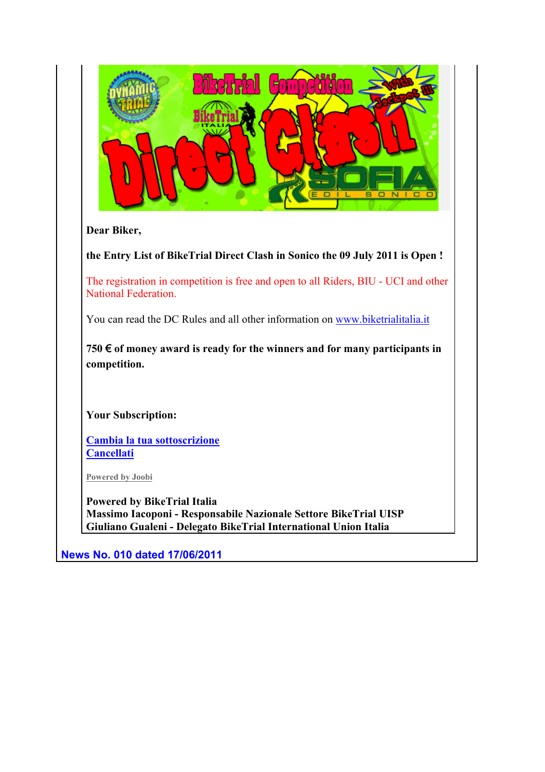**Dear Biker,**

**the Entry List of BikeTrial Direct Clash in Sonico the 09 July 2011 is Open !**

The registration in competition is free and open to all Riders, BIU - UCI and other National Federation.

You can read the DC Rules and all other information on [www.biketrialitalia.it](www.biketrialitalia.it)

**750 € of money award is ready for the winners and for many participants in competition.**

**Your Subscription:**

**[Cambia la tua sottoscrizione](#)**
**[Cancellati](#)**

Powered by Joobi

**Powered by BikeTrial Italia**
**Massimo Iacoponi - Responsabile Nazionale Settore BikeTrial UISP**
**Giuliano Gualeni - Delegato BikeTrial International Union Italia**

**News No. 010 dated 17/06/2011**